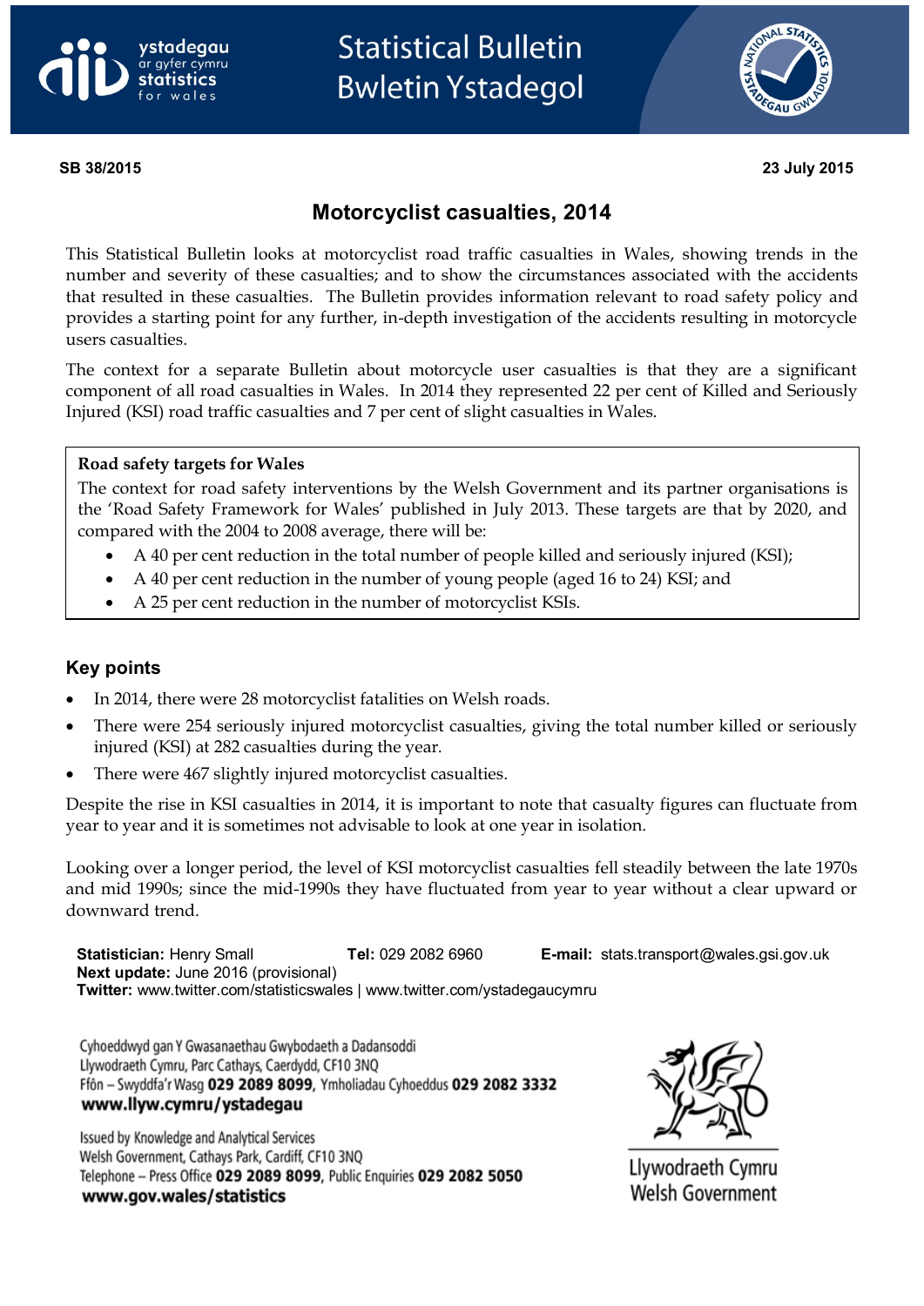ystadegau ar gyfer cymru
statistics for wales

# Statistical Bulletin
# Bwletin Ystadegol

**SB 38/2015** **23 July 2015**

## Motorcyclist casualties, 2014

This Statistical Bulletin looks at motorcyclist road traffic casualties in Wales, showing trends in the number and severity of these casualties; and to show the circumstances associated with the accidents that resulted in these casualties. The Bulletin provides information relevant to road safety policy and provides a starting point for any further, in-depth investigation of the accidents resulting in motorcycle users casualties.

The context for a separate Bulletin about motorcycle user casualties is that they are a significant component of all road casualties in Wales. In 2014 they represented 22 per cent of Killed and Seriously Injured (KSI) road traffic casualties and 7 per cent of slight casualties in Wales.

**Road safety targets for Wales**

The context for road safety interventions by the Welsh Government and its partner organisations is the 'Road Safety Framework for Wales' published in July 2013. These targets are that by 2020, and compared with the 2004 to 2008 average, there will be:

- A 40 per cent reduction in the total number of people killed and seriously injured (KSI);
- A 40 per cent reduction in the number of young people (aged 16 to 24) KSI; and
- A 25 per cent reduction in the number of motorcyclist KSIs.

### Key points

- In 2014, there were 28 motorcyclist fatalities on Welsh roads.
- There were 254 seriously injured motorcyclist casualties, giving the total number killed or seriously injured (KSI) at 282 casualties during the year.
- There were 467 slightly injured motorcyclist casualties.

Despite the rise in KSI casualties in 2014, it is important to note that casualty figures can fluctuate from year to year and it is sometimes not advisable to look at one year in isolation.

Looking over a longer period, the level of KSI motorcyclist casualties fell steadily between the late 1970s and mid 1990s; since the mid-1990s they have fluctuated from year to year without a clear upward or downward trend.

**Statistician:** Henry Small **Tel:** 029 2082 6960 **E-mail:** stats.transport@wales.gsi.gov.uk
**Next update:** June 2016 (provisional)
**Twitter:** www.twitter.com/statisticswales | www.twitter.com/ystadegaucymru

Cyhoeddwyd gan Y Gwasanaethau Gwybodaeth a Dadansoddi
Llywodraeth Cymru, Parc Cathays, Caerdydd, CF10 3NQ
Ffôn – Swyddfa'r Wasg **029 2089 8099**, Ymholiadau Cyhoeddus **029 2082 3332**
**www.llyw.cymru/ystadegau**

Issued by Knowledge and Analytical Services
Welsh Government, Cathays Park, Cardiff, CF10 3NQ
Telephone – Press Office **029 2089 8099**, Public Enquiries **029 2082 5050**
**www.gov.wales/statistics**

Llywodraeth Cymru
Welsh Government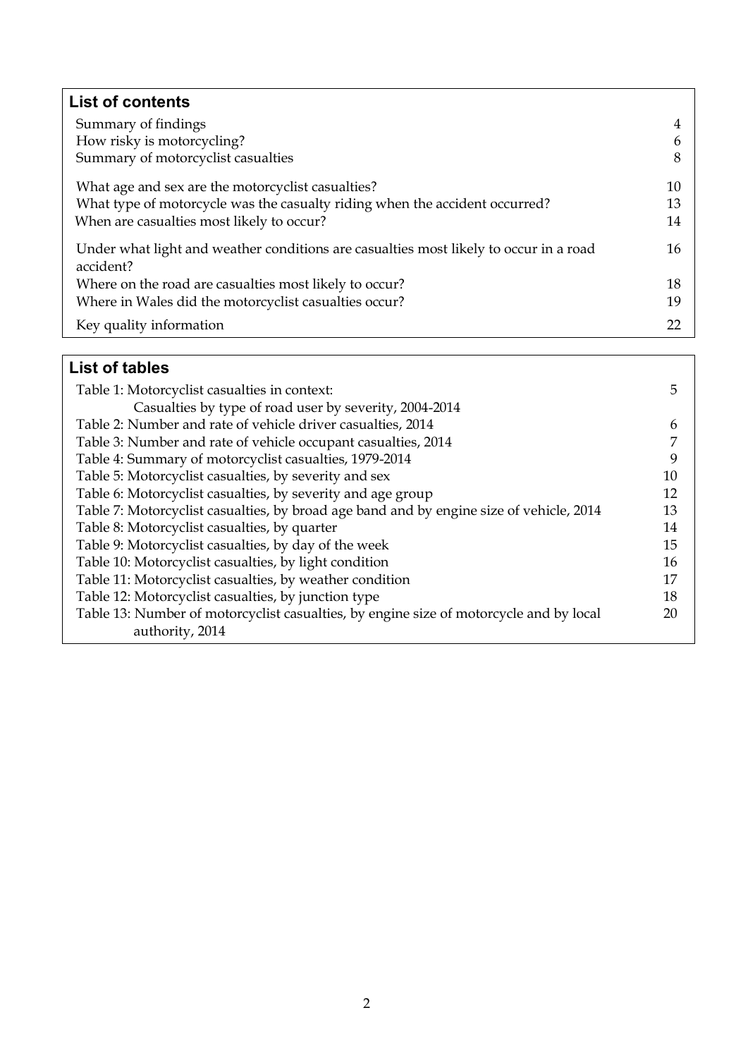## List of contents

| | |
|---|---|
| Summary of findings | 4 |
| How risky is motorcycling? | 6 |
| Summary of motorcyclist casualties | 8 |
| What age and sex are the motorcyclist casualties? | 10 |
| What type of motorcycle was the casualty riding when the accident occurred? | 13 |
| When are casualties most likely to occur? | 14 |
| Under what light and weather conditions are casualties most likely to occur in a road accident? | 16 |
| Where on the road are casualties most likely to occur? | 18 |
| Where in Wales did the motorcyclist casualties occur? | 19 |
| Key quality information | 22 |

## List of tables

| | |
|---|---|
| Table 1: Motorcyclist casualties in context: Casualties by type of road user by severity, 2004-2014 | 5 |
| Table 2: Number and rate of vehicle driver casualties, 2014 | 6 |
| Table 3: Number and rate of vehicle occupant casualties, 2014 | 7 |
| Table 4: Summary of motorcyclist casualties, 1979-2014 | 9 |
| Table 5: Motorcyclist casualties, by severity and sex | 10 |
| Table 6: Motorcyclist casualties, by severity and age group | 12 |
| Table 7: Motorcyclist casualties, by broad age band and by engine size of vehicle, 2014 | 13 |
| Table 8: Motorcyclist casualties, by quarter | 14 |
| Table 9: Motorcyclist casualties, by day of the week | 15 |
| Table 10: Motorcyclist casualties, by light condition | 16 |
| Table 11: Motorcyclist casualties, by weather condition | 17 |
| Table 12: Motorcyclist casualties, by junction type | 18 |
| Table 13: Number of motorcyclist casualties, by engine size of motorcycle and by local authority, 2014 | 20 |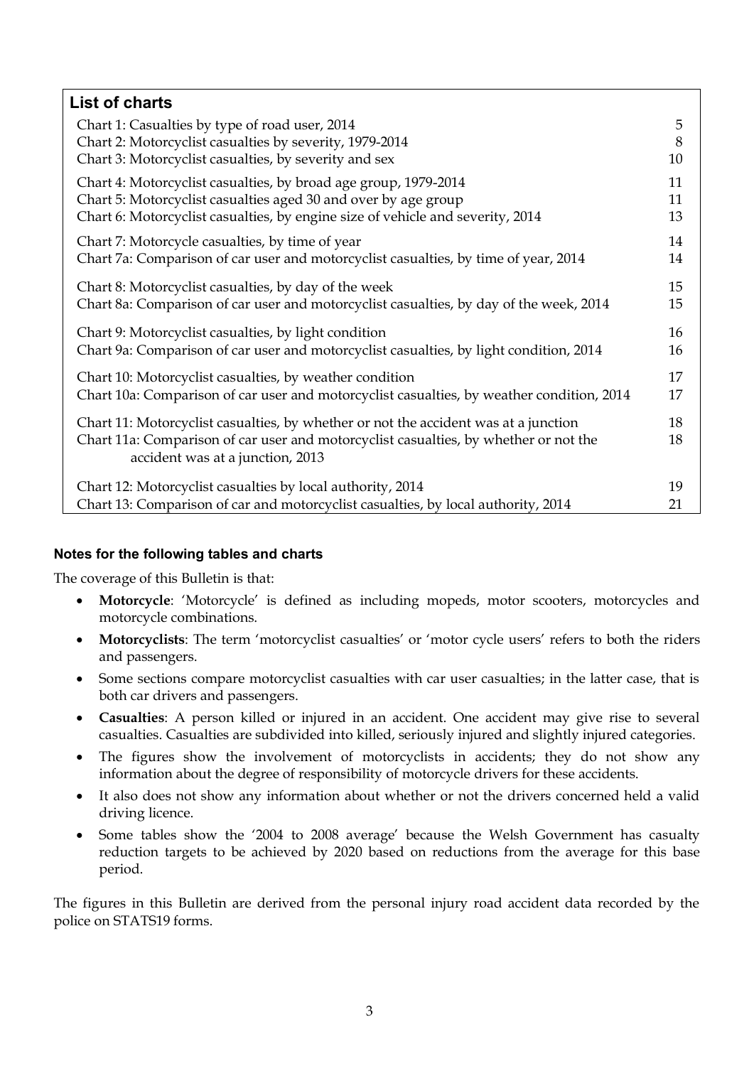## List of charts

| Chart | Page |
|---|---|
| Chart 1: Casualties by type of road user, 2014 | 5 |
| Chart 2: Motorcyclist casualties by severity, 1979-2014 | 8 |
| Chart 3: Motorcyclist casualties, by severity and sex | 10 |
| Chart 4: Motorcyclist casualties, by broad age group, 1979-2014 | 11 |
| Chart 5: Motorcyclist casualties aged 30 and over by age group | 11 |
| Chart 6: Motorcyclist casualties, by engine size of vehicle and severity, 2014 | 13 |
| Chart 7: Motorcycle casualties, by time of year | 14 |
| Chart 7a: Comparison of car user and motorcyclist casualties, by time of year, 2014 | 14 |
| Chart 8: Motorcyclist casualties, by day of the week | 15 |
| Chart 8a: Comparison of car user and motorcyclist casualties, by day of the week, 2014 | 15 |
| Chart 9: Motorcyclist casualties, by light condition | 16 |
| Chart 9a: Comparison of car user and motorcyclist casualties, by light condition, 2014 | 16 |
| Chart 10: Motorcyclist casualties, by weather condition | 17 |
| Chart 10a: Comparison of car user and motorcyclist casualties, by weather condition, 2014 | 17 |
| Chart 11: Motorcyclist casualties, by whether or not the accident was at a junction | 18 |
| Chart 11a: Comparison of car user and motorcyclist casualties, by whether or not the accident was at a junction, 2013 | 18 |
| Chart 12: Motorcyclist casualties by local authority, 2014 | 19 |
| Chart 13: Comparison of car and motorcyclist casualties, by local authority, 2014 | 21 |

#### Notes for the following tables and charts

The coverage of this Bulletin is that:

- **Motorcycle**: 'Motorcycle' is defined as including mopeds, motor scooters, motorcycles and motorcycle combinations.
- **Motorcyclists**: The term 'motorcyclist casualties' or 'motor cycle users' refers to both the riders and passengers.
- Some sections compare motorcyclist casualties with car user casualties; in the latter case, that is both car drivers and passengers.
- **Casualties**: A person killed or injured in an accident. One accident may give rise to several casualties. Casualties are subdivided into killed, seriously injured and slightly injured categories.
- The figures show the involvement of motorcyclists in accidents; they do not show any information about the degree of responsibility of motorcycle drivers for these accidents.
- It also does not show any information about whether or not the drivers concerned held a valid driving licence.
- Some tables show the '2004 to 2008 average' because the Welsh Government has casualty reduction targets to be achieved by 2020 based on reductions from the average for this base period.

The figures in this Bulletin are derived from the personal injury road accident data recorded by the police on STATS19 forms.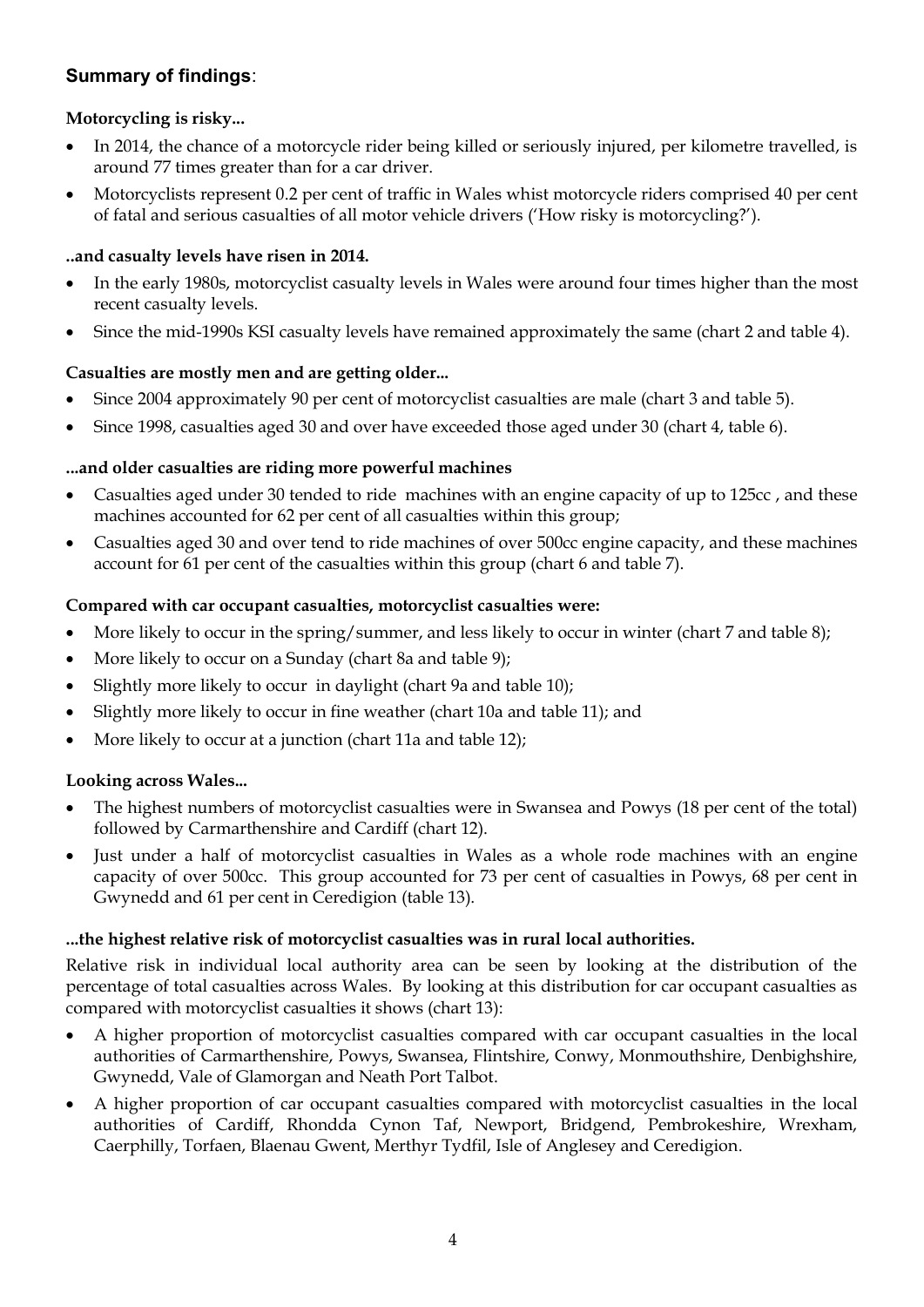## Summary of findings:

**Motorcycling is risky...**

- In 2014, the chance of a motorcycle rider being killed or seriously injured, per kilometre travelled, is around 77 times greater than for a car driver.
- Motorcyclists represent 0.2 per cent of traffic in Wales whist motorcycle riders comprised 40 per cent of fatal and serious casualties of all motor vehicle drivers ('How risky is motorcycling?').

**..and casualty levels have risen in 2014.**

- In the early 1980s, motorcyclist casualty levels in Wales were around four times higher than the most recent casualty levels.
- Since the mid-1990s KSI casualty levels have remained approximately the same (chart 2 and table 4).

**Casualties are mostly men and are getting older...**

- Since 2004 approximately 90 per cent of motorcyclist casualties are male (chart 3 and table 5).
- Since 1998, casualties aged 30 and over have exceeded those aged under 30 (chart 4, table 6).

**...and older casualties are riding more powerful machines**

- Casualties aged under 30 tended to ride machines with an engine capacity of up to 125cc , and these machines accounted for 62 per cent of all casualties within this group;
- Casualties aged 30 and over tend to ride machines of over 500cc engine capacity, and these machines account for 61 per cent of the casualties within this group (chart 6 and table 7).

**Compared with car occupant casualties, motorcyclist casualties were:**

- More likely to occur in the spring/summer, and less likely to occur in winter (chart 7 and table 8);
- More likely to occur on a Sunday (chart 8a and table 9);
- Slightly more likely to occur in daylight (chart 9a and table 10);
- Slightly more likely to occur in fine weather (chart 10a and table 11); and
- More likely to occur at a junction (chart 11a and table 12);

**Looking across Wales...**

- The highest numbers of motorcyclist casualties were in Swansea and Powys (18 per cent of the total) followed by Carmarthenshire and Cardiff (chart 12).
- Just under a half of motorcyclist casualties in Wales as a whole rode machines with an engine capacity of over 500cc. This group accounted for 73 per cent of casualties in Powys, 68 per cent in Gwynedd and 61 per cent in Ceredigion (table 13).

**...the highest relative risk of motorcyclist casualties was in rural local authorities.**

Relative risk in individual local authority area can be seen by looking at the distribution of the percentage of total casualties across Wales. By looking at this distribution for car occupant casualties as compared with motorcyclist casualties it shows (chart 13):

- A higher proportion of motorcyclist casualties compared with car occupant casualties in the local authorities of Carmarthenshire, Powys, Swansea, Flintshire, Conwy, Monmouthshire, Denbighshire, Gwynedd, Vale of Glamorgan and Neath Port Talbot.
- A higher proportion of car occupant casualties compared with motorcyclist casualties in the local authorities of Cardiff, Rhondda Cynon Taf, Newport, Bridgend, Pembrokeshire, Wrexham, Caerphilly, Torfaen, Blaenau Gwent, Merthyr Tydfil, Isle of Anglesey and Ceredigion.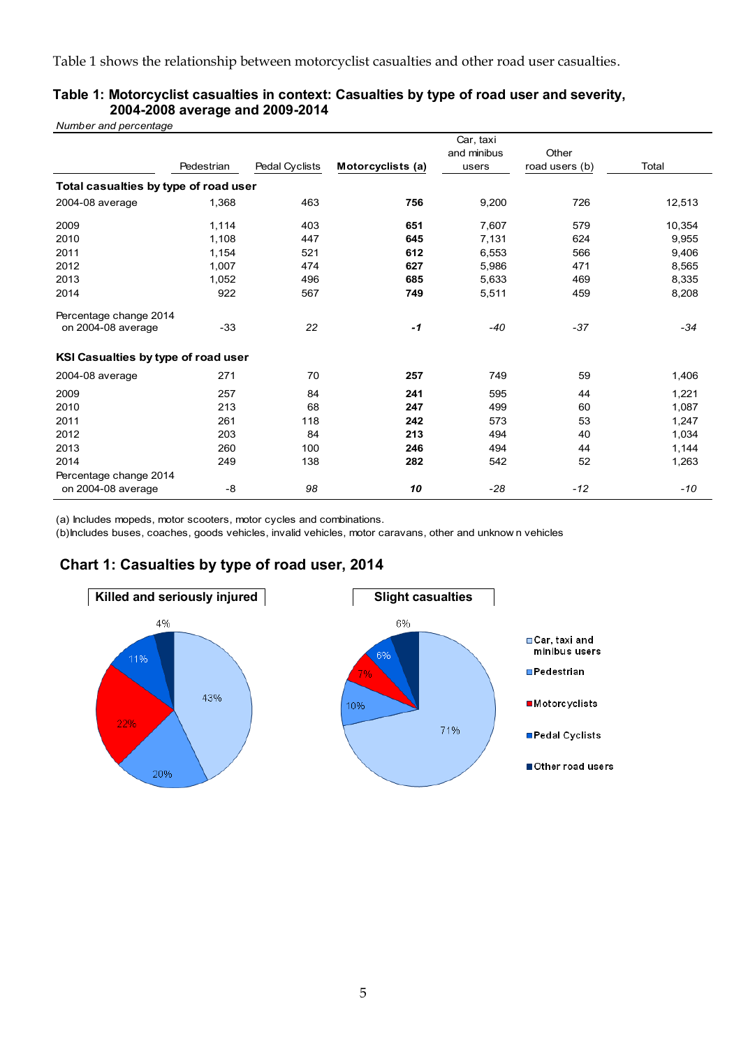Table 1 shows the relationship between motorcyclist casualties and other road user casualties.

**Table 1: Motorcyclist casualties in context: Casualties by type of road user and severity, 2004-2008 average and 2009-2014**

*Number and percentage*

| | Pedestrian | Pedal Cyclists | **Motorcyclists (a)** | Car, taxi and minibus users | Other road users (b) | Total |
|---|---|---|---|---|---|---|
| **Total casualties by type of road user** | | | | | | |
| 2004-08 average | 1,368 | 463 | **756** | 9,200 | 726 | 12,513 |
| 2009 | 1,114 | 403 | **651** | 7,607 | 579 | 10,354 |
| 2010 | 1,108 | 447 | **645** | 7,131 | 624 | 9,955 |
| 2011 | 1,154 | 521 | **612** | 6,553 | 566 | 9,406 |
| 2012 | 1,007 | 474 | **627** | 5,986 | 471 | 8,565 |
| 2013 | 1,052 | 496 | **685** | 5,633 | 469 | 8,335 |
| 2014 | 922 | 567 | **749** | 5,511 | 459 | 8,208 |
| Percentage change 2014 on 2004-08 average | -33 | *22* | ***-1*** | *-40* | *-37* | *-34* |
| **KSI Casualties by type of road user** | | | | | | |
| 2004-08 average | 271 | 70 | **257** | 749 | 59 | 1,406 |
| 2009 | 257 | 84 | **241** | 595 | 44 | 1,221 |
| 2010 | 213 | 68 | **247** | 499 | 60 | 1,087 |
| 2011 | 261 | 118 | **242** | 573 | 53 | 1,247 |
| 2012 | 203 | 84 | **213** | 494 | 40 | 1,034 |
| 2013 | 260 | 100 | **246** | 494 | 44 | 1,144 |
| 2014 | 249 | 138 | **282** | 542 | 52 | 1,263 |
| Percentage change 2014 on 2004-08 average | -8 | *98* | ***10*** | *-28* | *-12* | *-10* |

(a) Includes mopeds, motor scooters, motor cycles and combinations.
(b) Includes buses, coaches, goods vehicles, invalid vehicles, motor caravans, other and unknown vehicles

## Chart 1: Casualties by type of road user, 2014

**Killed and seriously injured**

| Road user | % |
|---|---|
| Car, taxi and minibus users | 43% |
| Pedestrian | 20% |
| Motorcyclists | 22% |
| Pedal Cyclists | 11% |
| Other road users | 4% |

**Slight casualties**

| Road user | % |
|---|---|
| Car, taxi and minibus users | 71% |
| Pedestrian | 10% |
| Motorcyclists | 7% |
| Pedal Cyclists | 6% |
| Other road users | 6% |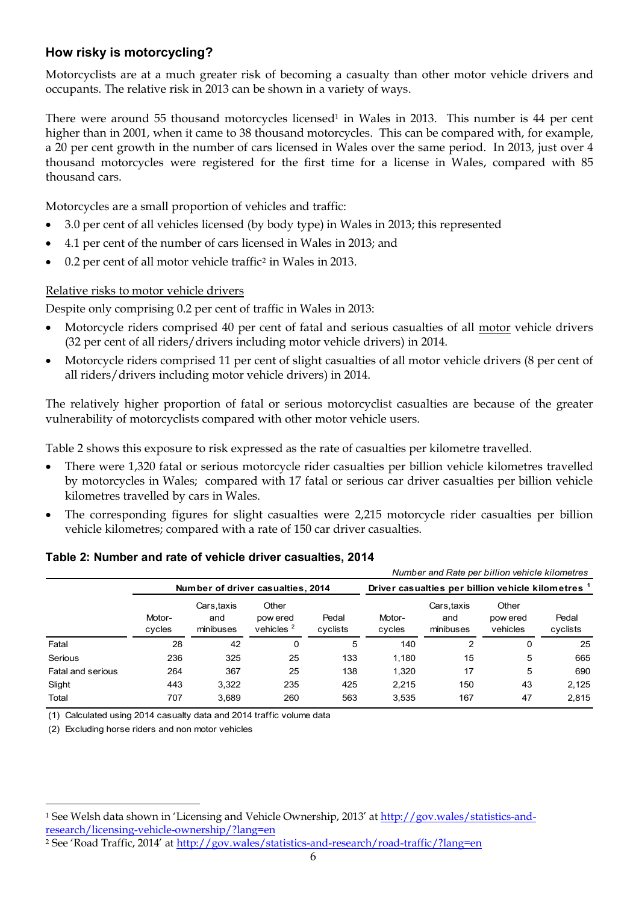## How risky is motorcycling?

Motorcyclists are at a much greater risk of becoming a casualty than other motor vehicle drivers and occupants. The relative risk in 2013 can be shown in a variety of ways.

There were around 55 thousand motorcycles licensed[1] in Wales in 2013. This number is 44 per cent higher than in 2001, when it came to 38 thousand motorcycles. This can be compared with, for example, a 20 per cent growth in the number of cars licensed in Wales over the same period. In 2013, just over 4 thousand motorcycles were registered for the first time for a license in Wales, compared with 85 thousand cars.

Motorcycles are a small proportion of vehicles and traffic:

- 3.0 per cent of all vehicles licensed (by body type) in Wales in 2013; this represented
- 4.1 per cent of the number of cars licensed in Wales in 2013; and
- 0.2 per cent of all motor vehicle traffic[2] in Wales in 2013.

Relative risks to motor vehicle drivers

Despite only comprising 0.2 per cent of traffic in Wales in 2013:

- Motorcycle riders comprised 40 per cent of fatal and serious casualties of all motor vehicle drivers (32 per cent of all riders/drivers including motor vehicle drivers) in 2014.
- Motorcycle riders comprised 11 per cent of slight casualties of all motor vehicle drivers (8 per cent of all riders/drivers including motor vehicle drivers) in 2014.

The relatively higher proportion of fatal or serious motorcyclist casualties are because of the greater vulnerability of motorcyclists compared with other motor vehicle users.

Table 2 shows this exposure to risk expressed as the rate of casualties per kilometre travelled.

- There were 1,320 fatal or serious motorcycle rider casualties per billion vehicle kilometres travelled by motorcycles in Wales; compared with 17 fatal or serious car driver casualties per billion vehicle kilometres travelled by cars in Wales.
- The corresponding figures for slight casualties were 2,215 motorcycle rider casualties per billion vehicle kilometres; compared with a rate of 150 car driver casualties.

**Table 2: Number and rate of vehicle driver casualties, 2014**

*Number and Rate per billion vehicle kilometres*

| | Number of driver casualties, 2014 | | | | Driver casualties per billion vehicle kilometres [1] | | | |
|---|---|---|---|---|---|---|---|---|
| | Motor-cycles | Cars, taxis and minibuses | Other powered vehicles [2] | Pedal cyclists | Motor-cycles | Cars, taxis and minibuses | Other powered vehicles | Pedal cyclists |
| Fatal | 28 | 42 | 0 | 5 | 140 | 2 | 0 | 25 |
| Serious | 236 | 325 | 25 | 133 | 1,180 | 15 | 5 | 665 |
| Fatal and serious | 264 | 367 | 25 | 138 | 1,320 | 17 | 5 | 690 |
| Slight | 443 | 3,322 | 235 | 425 | 2,215 | 150 | 43 | 2,125 |
| Total | 707 | 3,689 | 260 | 563 | 3,535 | 167 | 47 | 2,815 |

(1) Calculated using 2014 casualty data and 2014 traffic volume data

(2) Excluding horse riders and non motor vehicles

[1] See Welsh data shown in 'Licensing and Vehicle Ownership, 2013' at http://gov.wales/statistics-and-research/licensing-vehicle-ownership/?lang=en

[2] See 'Road Traffic, 2014' at http://gov.wales/statistics-and-research/road-traffic/?lang=en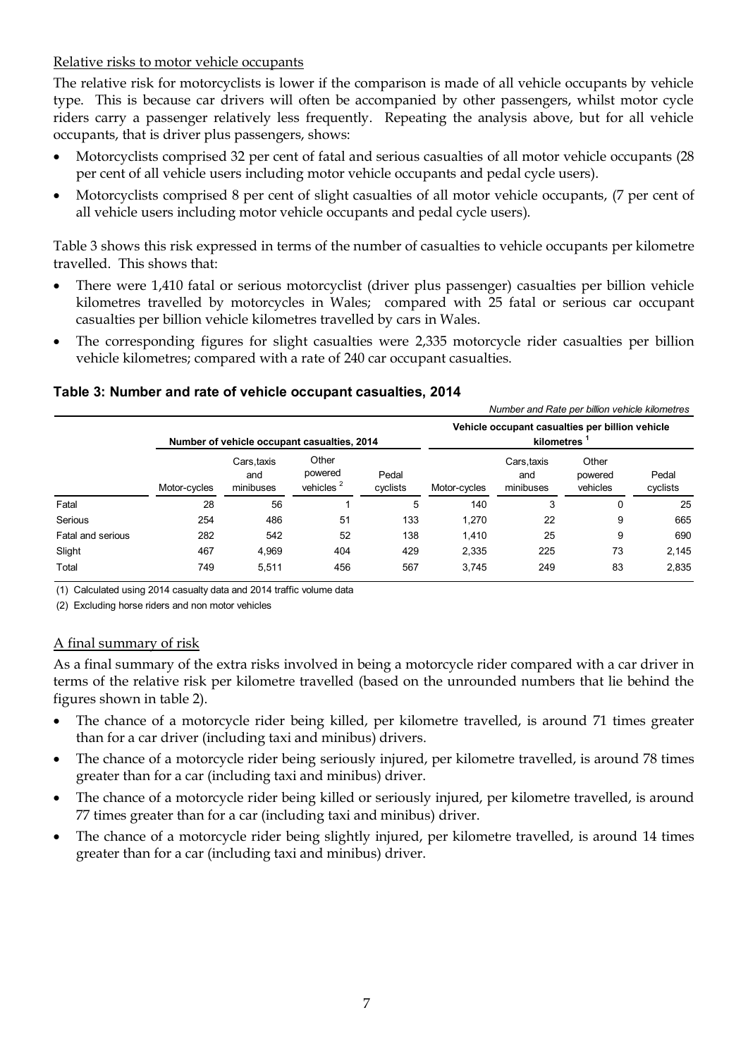<u>Relative risks to motor vehicle occupants</u>

The relative risk for motorcyclists is lower if the comparison is made of all vehicle occupants by vehicle type. This is because car drivers will often be accompanied by other passengers, whilst motor cycle riders carry a passenger relatively less frequently. Repeating the analysis above, but for all vehicle occupants, that is driver plus passengers, shows:

- Motorcyclists comprised 32 per cent of fatal and serious casualties of all motor vehicle occupants (28 per cent of all vehicle users including motor vehicle occupants and pedal cycle users).
- Motorcyclists comprised 8 per cent of slight casualties of all motor vehicle occupants, (7 per cent of all vehicle users including motor vehicle occupants and pedal cycle users).

Table 3 shows this risk expressed in terms of the number of casualties to vehicle occupants per kilometre travelled. This shows that:

- There were 1,410 fatal or serious motorcyclist (driver plus passenger) casualties per billion vehicle kilometres travelled by motorcycles in Wales; compared with 25 fatal or serious car occupant casualties per billion vehicle kilometres travelled by cars in Wales.
- The corresponding figures for slight casualties were 2,335 motorcycle rider casualties per billion vehicle kilometres; compared with a rate of 240 car occupant casualties.

**Table 3: Number and rate of vehicle occupant casualties, 2014**

*Number and Rate per billion vehicle kilometres*

| | Number of vehicle occupant casualties, 2014 | | | | Vehicle occupant casualties per billion vehicle kilometres [1] | | | |
|---|---|---|---|---|---|---|---|---|
| | Motor-cycles | Cars,taxis and minibuses | Other powered vehicles [2] | Pedal cyclists | Motor-cycles | Cars,taxis and minibuses | Other powered vehicles | Pedal cyclists |
| Fatal | 28 | 56 | 1 | 5 | 140 | 3 | 0 | 25 |
| Serious | 254 | 486 | 51 | 133 | 1,270 | 22 | 9 | 665 |
| Fatal and serious | 282 | 542 | 52 | 138 | 1,410 | 25 | 9 | 690 |
| Slight | 467 | 4,969 | 404 | 429 | 2,335 | 225 | 73 | 2,145 |
| Total | 749 | 5,511 | 456 | 567 | 3,745 | 249 | 83 | 2,835 |

(1) Calculated using 2014 casualty data and 2014 traffic volume data

(2) Excluding horse riders and non motor vehicles

<u>A final summary of risk</u>

As a final summary of the extra risks involved in being a motorcycle rider compared with a car driver in terms of the relative risk per kilometre travelled (based on the unrounded numbers that lie behind the figures shown in table 2).

- The chance of a motorcycle rider being killed, per kilometre travelled, is around 71 times greater than for a car driver (including taxi and minibus) drivers.
- The chance of a motorcycle rider being seriously injured, per kilometre travelled, is around 78 times greater than for a car (including taxi and minibus) driver.
- The chance of a motorcycle rider being killed or seriously injured, per kilometre travelled, is around 77 times greater than for a car (including taxi and minibus) driver.
- The chance of a motorcycle rider being slightly injured, per kilometre travelled, is around 14 times greater than for a car (including taxi and minibus) driver.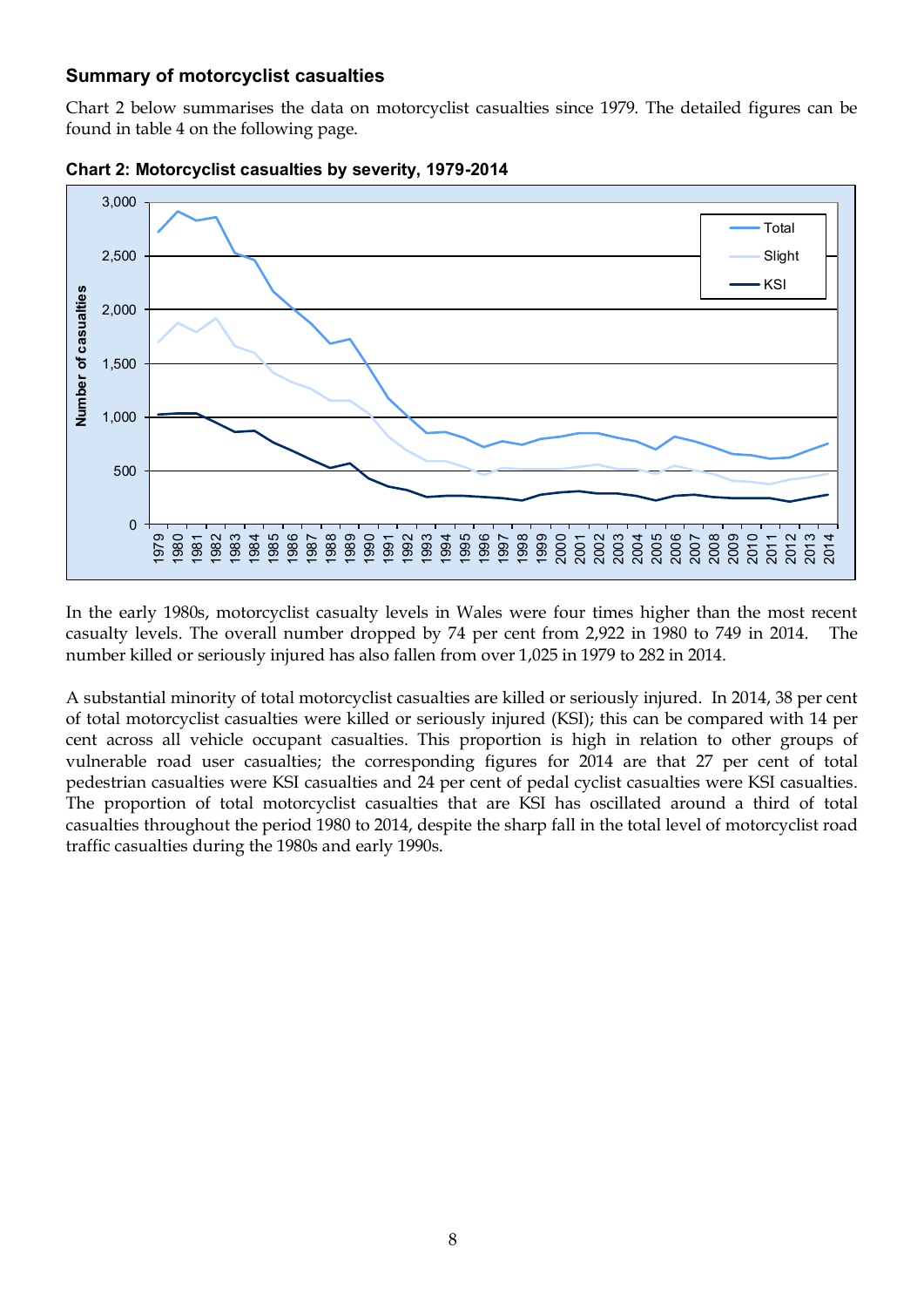### Summary of motorcyclist casualties

Chart 2 below summarises the data on motorcyclist casualties since 1979. The detailed figures can be found in table 4 on the following page.

**Chart 2: Motorcyclist casualties by severity, 1979-2014**

In the early 1980s, motorcyclist casualty levels in Wales were four times higher than the most recent casualty levels. The overall number dropped by 74 per cent from 2,922 in 1980 to 749 in 2014. The number killed or seriously injured has also fallen from over 1,025 in 1979 to 282 in 2014.

A substantial minority of total motorcyclist casualties are killed or seriously injured. In 2014, 38 per cent of total motorcyclist casualties were killed or seriously injured (KSI); this can be compared with 14 per cent across all vehicle occupant casualties. This proportion is high in relation to other groups of vulnerable road user casualties; the corresponding figures for 2014 are that 27 per cent of total pedestrian casualties were KSI casualties and 24 per cent of pedal cyclist casualties were KSI casualties. The proportion of total motorcyclist casualties that are KSI has oscillated around a third of total casualties throughout the period 1980 to 2014, despite the sharp fall in the total level of motorcyclist road traffic casualties during the 1980s and early 1990s.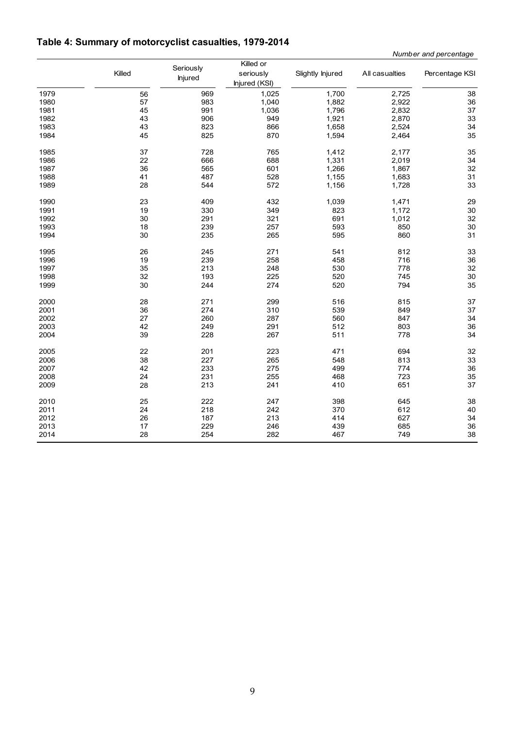## Table 4: Summary of motorcyclist casualties, 1979-2014

*Number and percentage*

| | Killed | Seriously Injured | Killed or seriously Injured (KSI) | Slightly Injured | All casualties | Percentage KSI |
|---|---|---|---|---|---|---|
| 1979 | 56 | 969 | 1,025 | 1,700 | 2,725 | 38 |
| 1980 | 57 | 983 | 1,040 | 1,882 | 2,922 | 36 |
| 1981 | 45 | 991 | 1,036 | 1,796 | 2,832 | 37 |
| 1982 | 43 | 906 | 949 | 1,921 | 2,870 | 33 |
| 1983 | 43 | 823 | 866 | 1,658 | 2,524 | 34 |
| 1984 | 45 | 825 | 870 | 1,594 | 2,464 | 35 |
| 1985 | 37 | 728 | 765 | 1,412 | 2,177 | 35 |
| 1986 | 22 | 666 | 688 | 1,331 | 2,019 | 34 |
| 1987 | 36 | 565 | 601 | 1,266 | 1,867 | 32 |
| 1988 | 41 | 487 | 528 | 1,155 | 1,683 | 31 |
| 1989 | 28 | 544 | 572 | 1,156 | 1,728 | 33 |
| 1990 | 23 | 409 | 432 | 1,039 | 1,471 | 29 |
| 1991 | 19 | 330 | 349 | 823 | 1,172 | 30 |
| 1992 | 30 | 291 | 321 | 691 | 1,012 | 32 |
| 1993 | 18 | 239 | 257 | 593 | 850 | 30 |
| 1994 | 30 | 235 | 265 | 595 | 860 | 31 |
| 1995 | 26 | 245 | 271 | 541 | 812 | 33 |
| 1996 | 19 | 239 | 258 | 458 | 716 | 36 |
| 1997 | 35 | 213 | 248 | 530 | 778 | 32 |
| 1998 | 32 | 193 | 225 | 520 | 745 | 30 |
| 1999 | 30 | 244 | 274 | 520 | 794 | 35 |
| 2000 | 28 | 271 | 299 | 516 | 815 | 37 |
| 2001 | 36 | 274 | 310 | 539 | 849 | 37 |
| 2002 | 27 | 260 | 287 | 560 | 847 | 34 |
| 2003 | 42 | 249 | 291 | 512 | 803 | 36 |
| 2004 | 39 | 228 | 267 | 511 | 778 | 34 |
| 2005 | 22 | 201 | 223 | 471 | 694 | 32 |
| 2006 | 38 | 227 | 265 | 548 | 813 | 33 |
| 2007 | 42 | 233 | 275 | 499 | 774 | 36 |
| 2008 | 24 | 231 | 255 | 468 | 723 | 35 |
| 2009 | 28 | 213 | 241 | 410 | 651 | 37 |
| 2010 | 25 | 222 | 247 | 398 | 645 | 38 |
| 2011 | 24 | 218 | 242 | 370 | 612 | 40 |
| 2012 | 26 | 187 | 213 | 414 | 627 | 34 |
| 2013 | 17 | 229 | 246 | 439 | 685 | 36 |
| 2014 | 28 | 254 | 282 | 467 | 749 | 38 |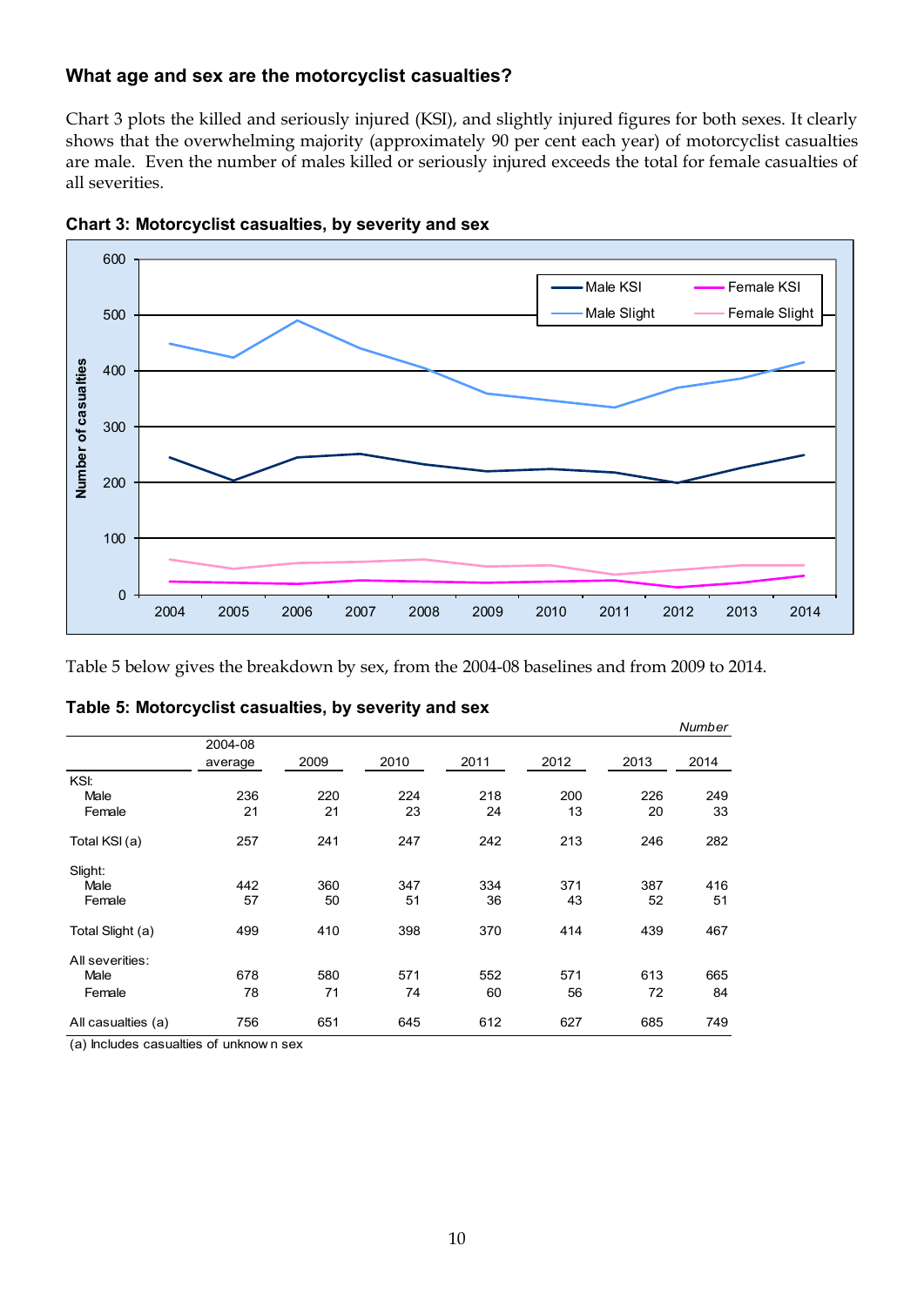### What age and sex are the motorcyclist casualties?

Chart 3 plots the killed and seriously injured (KSI), and slightly injured figures for both sexes. It clearly shows that the overwhelming majority (approximately 90 per cent each year) of motorcyclist casualties are male. Even the number of males killed or seriously injured exceeds the total for female casualties of all severities.

**Chart 3: Motorcyclist casualties, by severity and sex**

Table 5 below gives the breakdown by sex, from the 2004-08 baselines and from 2009 to 2014.

**Table 5: Motorcyclist casualties, by severity and sex**

*Number*

| | 2004-08 average | 2009 | 2010 | 2011 | 2012 | 2013 | 2014 |
|---|---|---|---|---|---|---|---|
| KSI: | | | | | | | |
| Male | 236 | 220 | 224 | 218 | 200 | 226 | 249 |
| Female | 21 | 21 | 23 | 24 | 13 | 20 | 33 |
| Total KSI (a) | 257 | 241 | 247 | 242 | 213 | 246 | 282 |
| Slight: | | | | | | | |
| Male | 442 | 360 | 347 | 334 | 371 | 387 | 416 |
| Female | 57 | 50 | 51 | 36 | 43 | 52 | 51 |
| Total Slight (a) | 499 | 410 | 398 | 370 | 414 | 439 | 467 |
| All severities: | | | | | | | |
| Male | 678 | 580 | 571 | 552 | 571 | 613 | 665 |
| Female | 78 | 71 | 74 | 60 | 56 | 72 | 84 |
| All casualties (a) | 756 | 651 | 645 | 612 | 627 | 685 | 749 |

(a) Includes casualties of unknown sex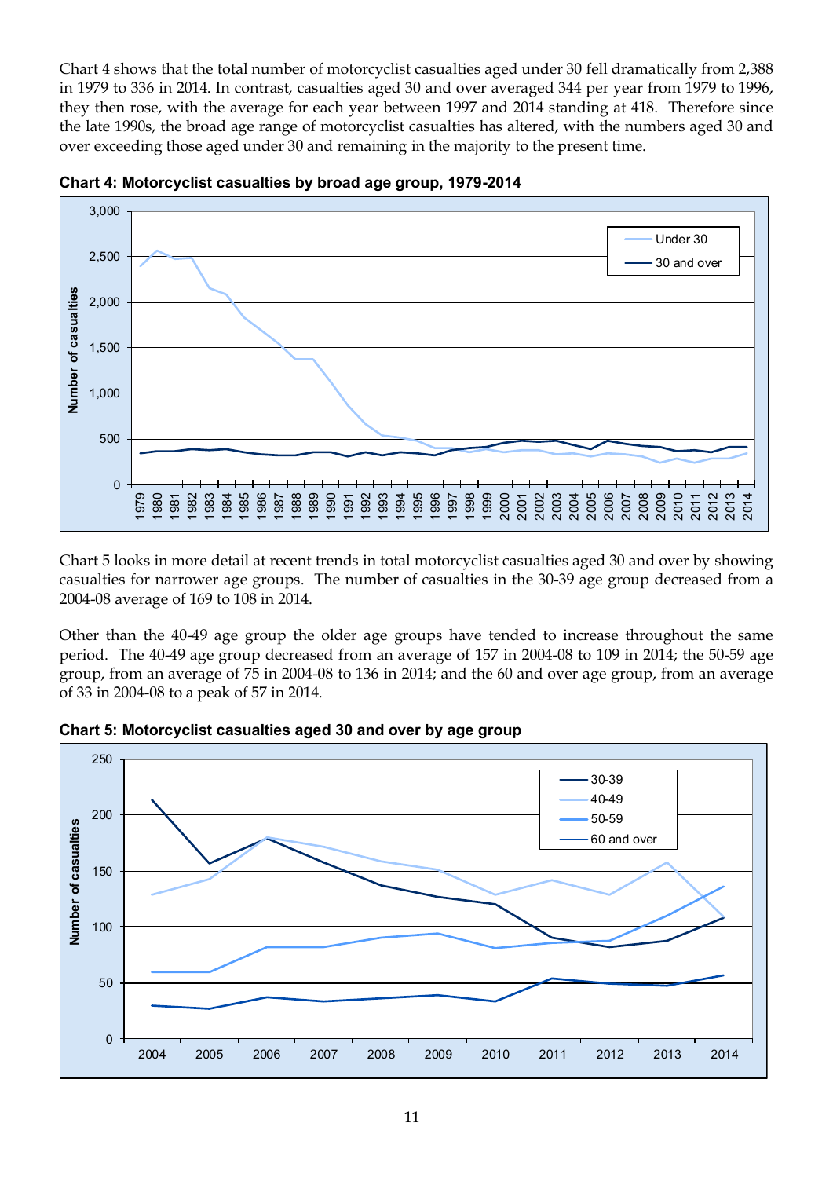Chart 4 shows that the total number of motorcyclist casualties aged under 30 fell dramatically from 2,388 in 1979 to 336 in 2014. In contrast, casualties aged 30 and over averaged 344 per year from 1979 to 1996, they then rose, with the average for each year between 1997 and 2014 standing at 418. Therefore since the late 1990s, the broad age range of motorcyclist casualties has altered, with the numbers aged 30 and over exceeding those aged under 30 and remaining in the majority to the present time.

**Chart 4: Motorcyclist casualties by broad age group, 1979-2014**

Chart 5 looks in more detail at recent trends in total motorcyclist casualties aged 30 and over by showing casualties for narrower age groups. The number of casualties in the 30-39 age group decreased from a 2004-08 average of 169 to 108 in 2014.

Other than the 40-49 age group the older age groups have tended to increase throughout the same period. The 40-49 age group decreased from an average of 157 in 2004-08 to 109 in 2014; the 50-59 age group, from an average of 75 in 2004-08 to 136 in 2014; and the 60 and over age group, from an average of 33 in 2004-08 to a peak of 57 in 2014.

**Chart 5: Motorcyclist casualties aged 30 and over by age group**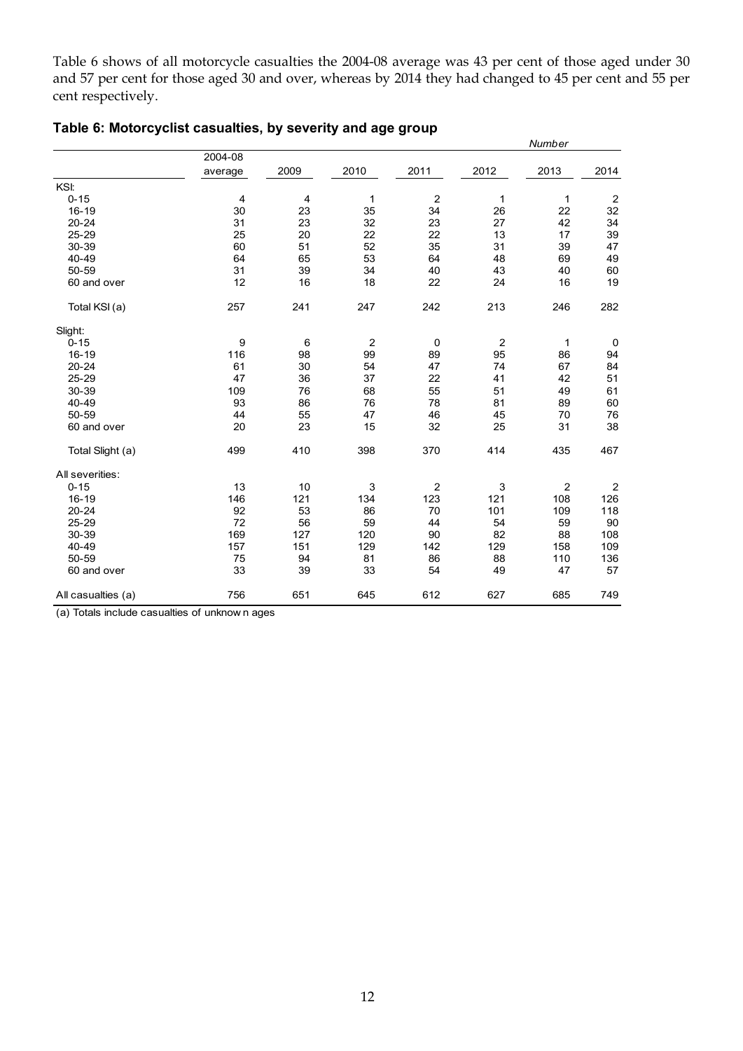Table 6 shows of all motorcycle casualties the 2004-08 average was 43 per cent of those aged under 30 and 57 per cent for those aged 30 and over, whereas by 2014 they had changed to 45 per cent and 55 per cent respectively.

**Table 6: Motorcyclist casualties, by severity and age group**

*Number*

| | 2004-08 average | 2009 | 2010 | 2011 | 2012 | 2013 | 2014 |
|---|---|---|---|---|---|---|---|
| KSI: | | | | | | | |
| 0-15 | 4 | 4 | 1 | 2 | 1 | 1 | 2 |
| 16-19 | 30 | 23 | 35 | 34 | 26 | 22 | 32 |
| 20-24 | 31 | 23 | 32 | 23 | 27 | 42 | 34 |
| 25-29 | 25 | 20 | 22 | 22 | 13 | 17 | 39 |
| 30-39 | 60 | 51 | 52 | 35 | 31 | 39 | 47 |
| 40-49 | 64 | 65 | 53 | 64 | 48 | 69 | 49 |
| 50-59 | 31 | 39 | 34 | 40 | 43 | 40 | 60 |
| 60 and over | 12 | 16 | 18 | 22 | 24 | 16 | 19 |
| Total KSI (a) | 257 | 241 | 247 | 242 | 213 | 246 | 282 |
| Slight: | | | | | | | |
| 0-15 | 9 | 6 | 2 | 0 | 2 | 1 | 0 |
| 16-19 | 116 | 98 | 99 | 89 | 95 | 86 | 94 |
| 20-24 | 61 | 30 | 54 | 47 | 74 | 67 | 84 |
| 25-29 | 47 | 36 | 37 | 22 | 41 | 42 | 51 |
| 30-39 | 109 | 76 | 68 | 55 | 51 | 49 | 61 |
| 40-49 | 93 | 86 | 76 | 78 | 81 | 89 | 60 |
| 50-59 | 44 | 55 | 47 | 46 | 45 | 70 | 76 |
| 60 and over | 20 | 23 | 15 | 32 | 25 | 31 | 38 |
| Total Slight (a) | 499 | 410 | 398 | 370 | 414 | 435 | 467 |
| All severities: | | | | | | | |
| 0-15 | 13 | 10 | 3 | 2 | 3 | 2 | 2 |
| 16-19 | 146 | 121 | 134 | 123 | 121 | 108 | 126 |
| 20-24 | 92 | 53 | 86 | 70 | 101 | 109 | 118 |
| 25-29 | 72 | 56 | 59 | 44 | 54 | 59 | 90 |
| 30-39 | 169 | 127 | 120 | 90 | 82 | 88 | 108 |
| 40-49 | 157 | 151 | 129 | 142 | 129 | 158 | 109 |
| 50-59 | 75 | 94 | 81 | 86 | 88 | 110 | 136 |
| 60 and over | 33 | 39 | 33 | 54 | 49 | 47 | 57 |
| All casualties (a) | 756 | 651 | 645 | 612 | 627 | 685 | 749 |

(a) Totals include casualties of unknown ages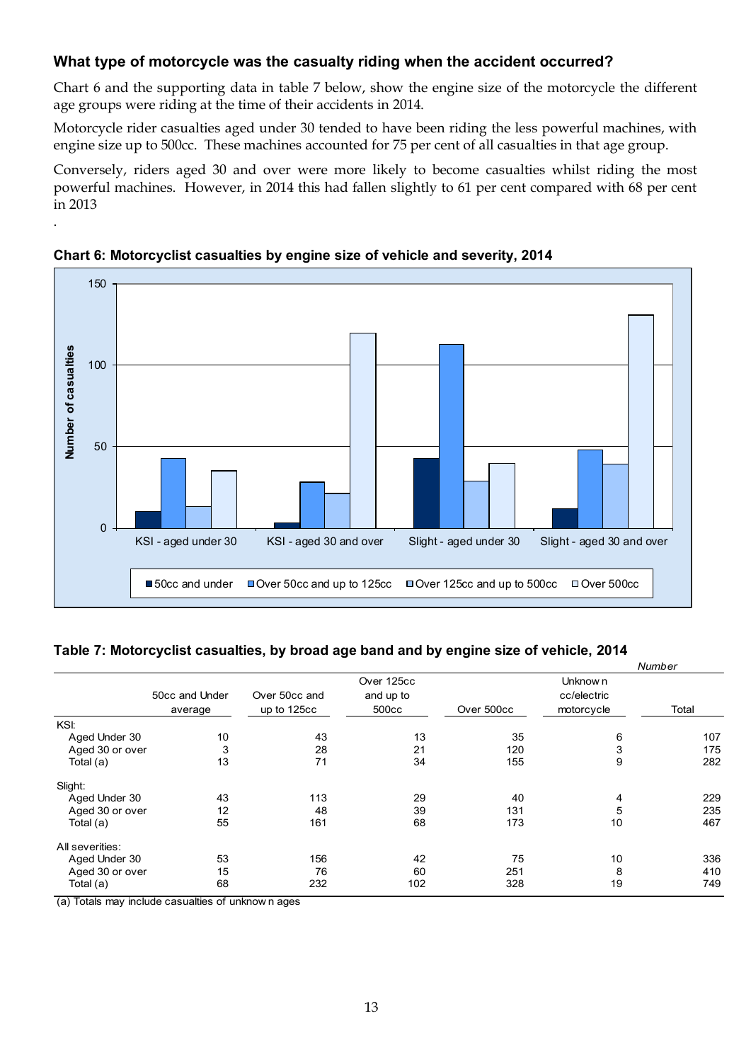### What type of motorcycle was the casualty riding when the accident occurred?

Chart 6 and the supporting data in table 7 below, show the engine size of the motorcycle the different age groups were riding at the time of their accidents in 2014.

Motorcycle rider casualties aged under 30 tended to have been riding the less powerful machines, with engine size up to 500cc. These machines accounted for 75 per cent of all casualties in that age group.

Conversely, riders aged 30 and over were more likely to become casualties whilst riding the most powerful machines. However, in 2014 this had fallen slightly to 61 per cent compared with 68 per cent in 2013

.

**Chart 6: Motorcyclist casualties by engine size of vehicle and severity, 2014**

**Table 7: Motorcyclist casualties, by broad age band and by engine size of vehicle, 2014**

*Number*

| | 50cc and Under average | Over 50cc and up to 125cc | Over 125cc and up to 500cc | Over 500cc | Unknown cc/electric motorcycle | Total |
|---|---|---|---|---|---|---|
| KSI: | | | | | | |
| Aged Under 30 | 10 | 43 | 13 | 35 | 6 | 107 |
| Aged 30 or over | 3 | 28 | 21 | 120 | 3 | 175 |
| Total (a) | 13 | 71 | 34 | 155 | 9 | 282 |
| Slight: | | | | | | |
| Aged Under 30 | 43 | 113 | 29 | 40 | 4 | 229 |
| Aged 30 or over | 12 | 48 | 39 | 131 | 5 | 235 |
| Total (a) | 55 | 161 | 68 | 173 | 10 | 467 |
| All severities: | | | | | | |
| Aged Under 30 | 53 | 156 | 42 | 75 | 10 | 336 |
| Aged 30 or over | 15 | 76 | 60 | 251 | 8 | 410 |
| Total (a) | 68 | 232 | 102 | 328 | 19 | 749 |

(a) Totals may include casualties of unknown ages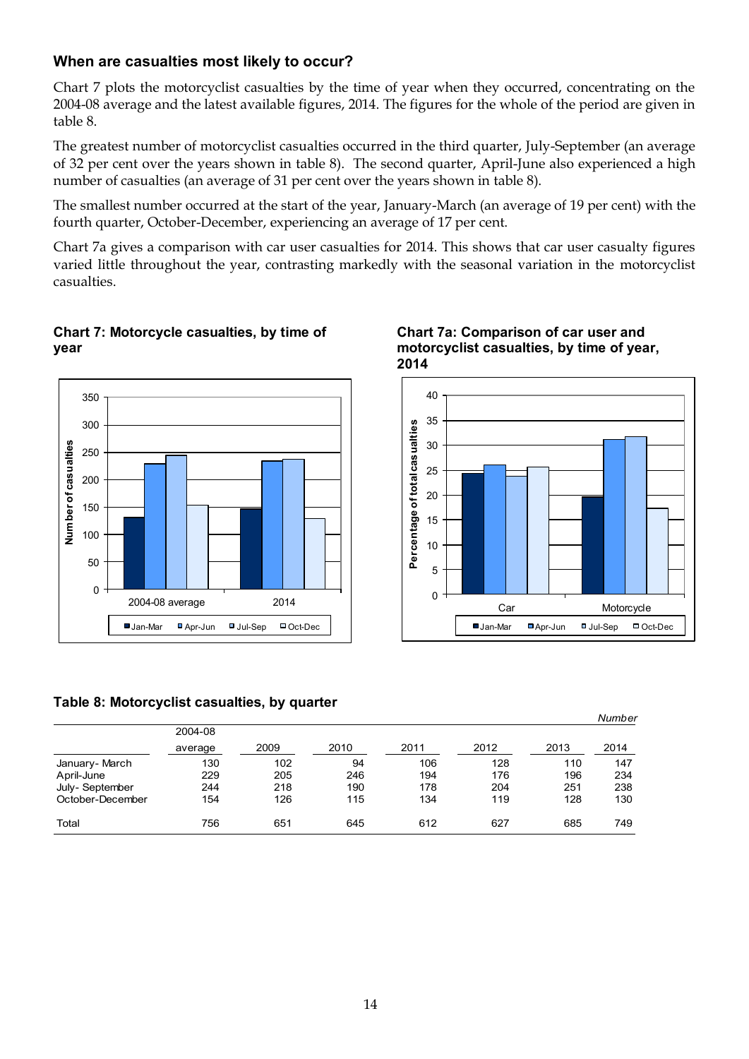### When are casualties most likely to occur?

Chart 7 plots the motorcyclist casualties by the time of year when they occurred, concentrating on the 2004-08 average and the latest available figures, 2014. The figures for the whole of the period are given in table 8.

The greatest number of motorcyclist casualties occurred in the third quarter, July-September (an average of 32 per cent over the years shown in table 8). The second quarter, April-June also experienced a high number of casualties (an average of 31 per cent over the years shown in table 8).

The smallest number occurred at the start of the year, January-March (an average of 19 per cent) with the fourth quarter, October-December, experiencing an average of 17 per cent.

Chart 7a gives a comparison with car user casualties for 2014. This shows that car user casualty figures varied little throughout the year, contrasting markedly with the seasonal variation in the motorcyclist casualties.

**Chart 7: Motorcycle casualties, by time of year**

**Chart 7a: Comparison of car user and motorcyclist casualties, by time of year, 2014**

**Table 8: Motorcyclist casualties, by quarter**

*Number*

| | 2004-08 average | 2009 | 2010 | 2011 | 2012 | 2013 | 2014 |
|---|---|---|---|---|---|---|---|
| January- March | 130 | 102 | 94 | 106 | 128 | 110 | 147 |
| April-June | 229 | 205 | 246 | 194 | 176 | 196 | 234 |
| July- September | 244 | 218 | 190 | 178 | 204 | 251 | 238 |
| October-December | 154 | 126 | 115 | 134 | 119 | 128 | 130 |
| Total | 756 | 651 | 645 | 612 | 627 | 685 | 749 |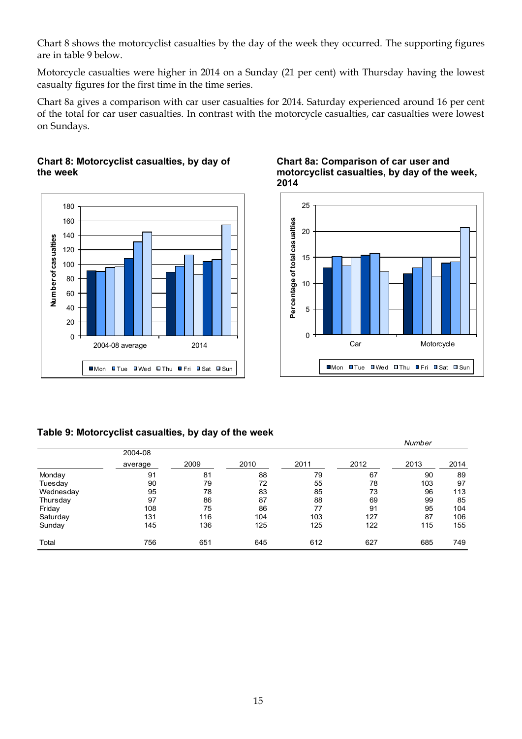Chart 8 shows the motorcyclist casualties by the day of the week they occurred. The supporting figures are in table 9 below.

Motorcycle casualties were higher in 2014 on a Sunday (21 per cent) with Thursday having the lowest casualty figures for the first time in the time series.

Chart 8a gives a comparison with car user casualties for 2014. Saturday experienced around 16 per cent of the total for car user casualties. In contrast with the motorcycle casualties, car casualties were lowest on Sundays.

**Chart 8: Motorcyclist casualties, by day of the week**

**Chart 8a: Comparison of car user and motorcyclist casualties, by day of the week, 2014**

**Table 9: Motorcyclist casualties, by day of the week**

*Number*

| | 2004-08 average | 2009 | 2010 | 2011 | 2012 | 2013 | 2014 |
|---|---|---|---|---|---|---|---|
| Monday | 91 | 81 | 88 | 79 | 67 | 90 | 89 |
| Tuesday | 90 | 79 | 72 | 55 | 78 | 103 | 97 |
| Wednesday | 95 | 78 | 83 | 85 | 73 | 96 | 113 |
| Thursday | 97 | 86 | 87 | 88 | 69 | 99 | 85 |
| Friday | 108 | 75 | 86 | 77 | 91 | 95 | 104 |
| Saturday | 131 | 116 | 104 | 103 | 127 | 87 | 106 |
| Sunday | 145 | 136 | 125 | 125 | 122 | 115 | 155 |
| Total | 756 | 651 | 645 | 612 | 627 | 685 | 749 |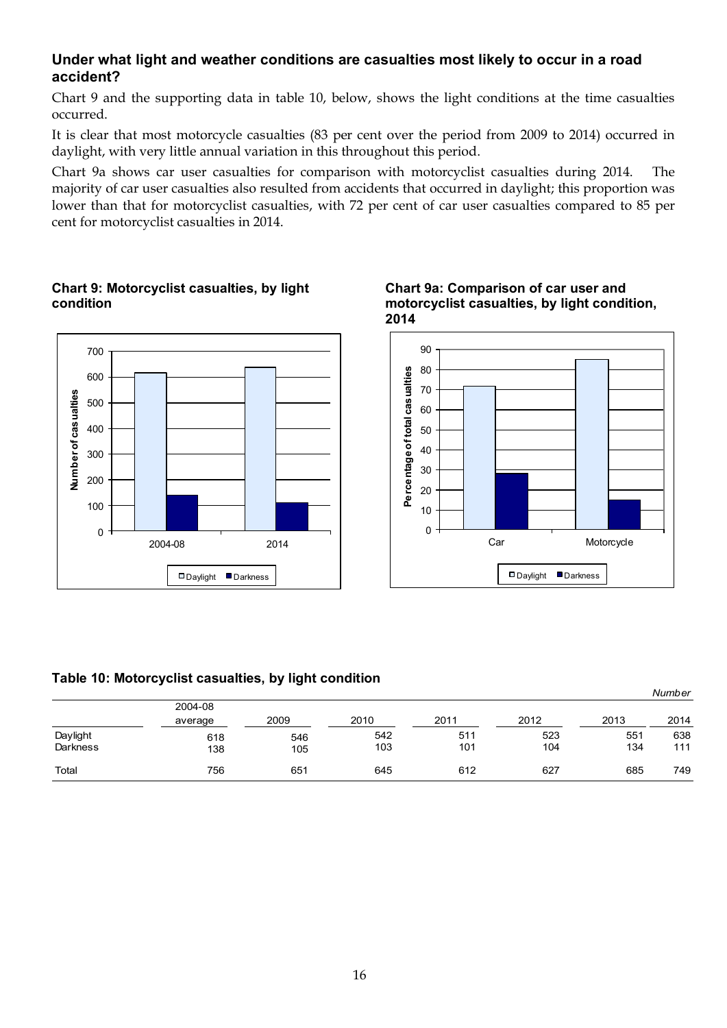**Under what light and weather conditions are casualties most likely to occur in a road accident?**

Chart 9 and the supporting data in table 10, below, shows the light conditions at the time casualties occurred.

It is clear that most motorcycle casualties (83 per cent over the period from 2009 to 2014) occurred in daylight, with very little annual variation in this throughout this period.

Chart 9a shows car user casualties for comparison with motorcyclist casualties during 2014. The majority of car user casualties also resulted from accidents that occurred in daylight; this proportion was lower than that for motorcyclist casualties, with 72 per cent of car user casualties compared to 85 per cent for motorcyclist casualties in 2014.

**Chart 9: Motorcyclist casualties, by light condition**

**Chart 9a: Comparison of car user and motorcyclist casualties, by light condition, 2014**

**Table 10: Motorcyclist casualties, by light condition**

*Number*

| | 2004-08 average | 2009 | 2010 | 2011 | 2012 | 2013 | 2014 |
|---|---|---|---|---|---|---|---|
| Daylight | 618 | 546 | 542 | 511 | 523 | 551 | 638 |
| Darkness | 138 | 105 | 103 | 101 | 104 | 134 | 111 |
| Total | 756 | 651 | 645 | 612 | 627 | 685 | 749 |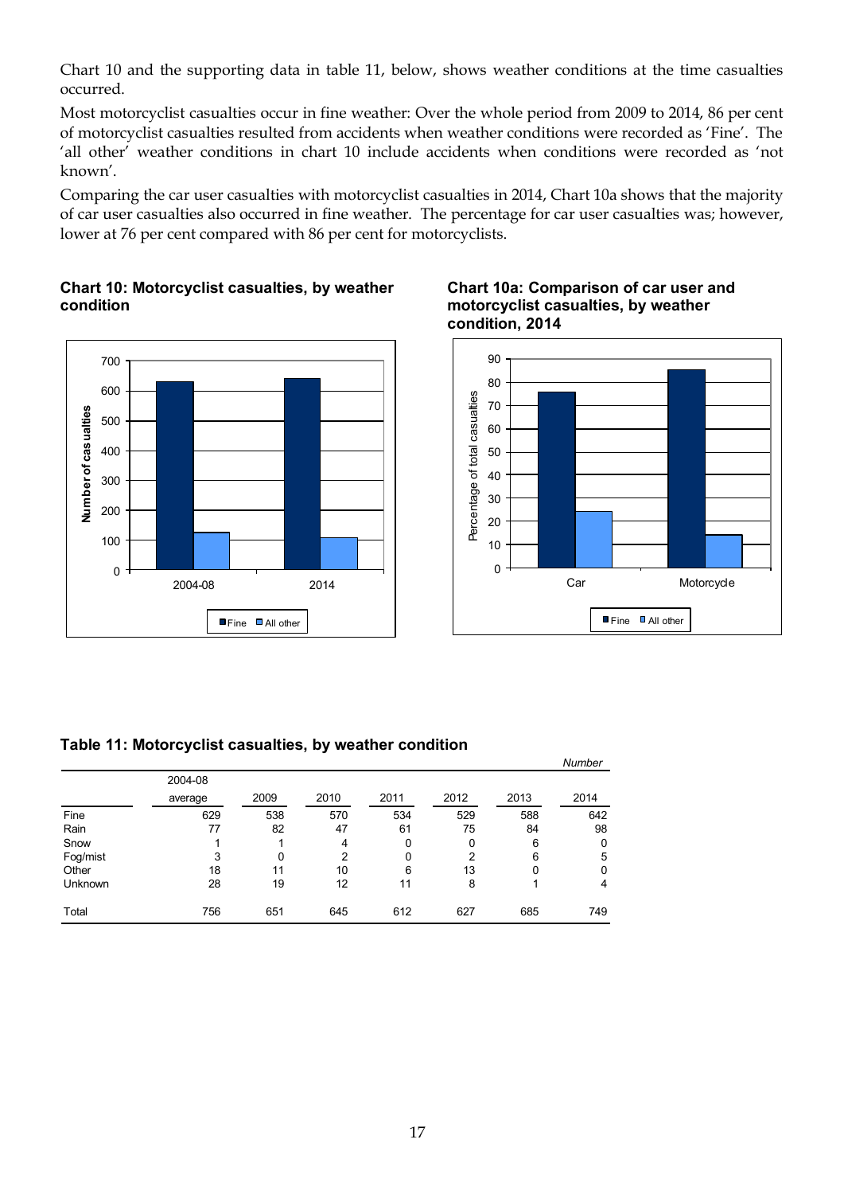Chart 10 and the supporting data in table 11, below, shows weather conditions at the time casualties occurred.

Most motorcyclist casualties occur in fine weather: Over the whole period from 2009 to 2014, 86 per cent of motorcyclist casualties resulted from accidents when weather conditions were recorded as 'Fine'. The 'all other' weather conditions in chart 10 include accidents when conditions were recorded as 'not known'.

Comparing the car user casualties with motorcyclist casualties in 2014, Chart 10a shows that the majority of car user casualties also occurred in fine weather. The percentage for car user casualties was; however, lower at 76 per cent compared with 86 per cent for motorcyclists.

**Chart 10: Motorcyclist casualties, by weather condition**

**Chart 10a: Comparison of car user and motorcyclist casualties, by weather condition, 2014**

**Table 11: Motorcyclist casualties, by weather condition**

*Number*

| | 2004-08 average | 2009 | 2010 | 2011 | 2012 | 2013 | 2014 |
|---|---|---|---|---|---|---|---|
| Fine | 629 | 538 | 570 | 534 | 529 | 588 | 642 |
| Rain | 77 | 82 | 47 | 61 | 75 | 84 | 98 |
| Snow | 1 | 1 | 4 | 0 | 0 | 6 | 0 |
| Fog/mist | 3 | 0 | 2 | 0 | 2 | 6 | 5 |
| Other | 18 | 11 | 10 | 6 | 13 | 0 | 0 |
| Unknown | 28 | 19 | 12 | 11 | 8 | 1 | 4 |
| Total | 756 | 651 | 645 | 612 | 627 | 685 | 749 |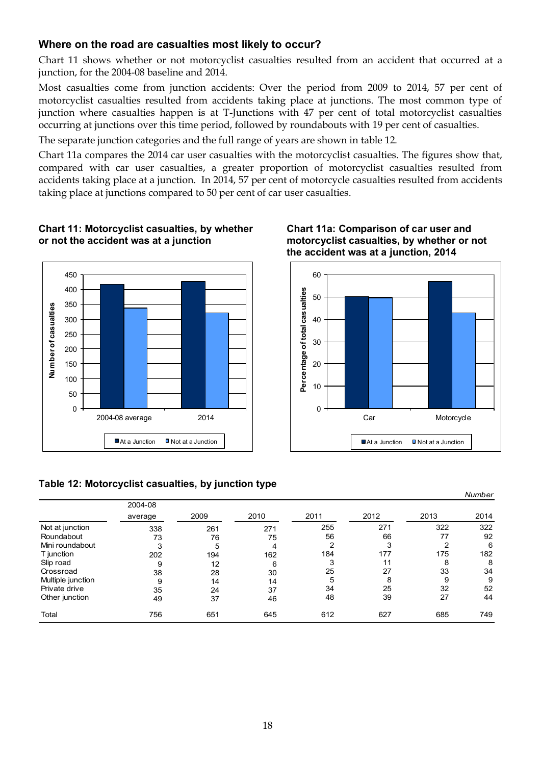### Where on the road are casualties most likely to occur?

Chart 11 shows whether or not motorcyclist casualties resulted from an accident that occurred at a junction, for the 2004-08 baseline and 2014.

Most casualties come from junction accidents: Over the period from 2009 to 2014, 57 per cent of motorcyclist casualties resulted from accidents taking place at junctions. The most common type of junction where casualties happen is at T-Junctions with 47 per cent of total motorcyclist casualties occurring at junctions over this time period, followed by roundabouts with 19 per cent of casualties.

The separate junction categories and the full range of years are shown in table 12.

Chart 11a compares the 2014 car user casualties with the motorcyclist casualties. The figures show that, compared with car user casualties, a greater proportion of motorcyclist casualties resulted from accidents taking place at a junction. In 2014, 57 per cent of motorcycle casualties resulted from accidents taking place at junctions compared to 50 per cent of car user casualties.

**Chart 11: Motorcyclist casualties, by whether or not the accident was at a junction**

**Chart 11a: Comparison of car user and motorcyclist casualties, by whether or not the accident was at a junction, 2014**

**Table 12: Motorcyclist casualties, by junction type**

*Number*

| | 2004-08 average | 2009 | 2010 | 2011 | 2012 | 2013 | 2014 |
|---|---|---|---|---|---|---|---|
| Not at junction | 338 | 261 | 271 | 255 | 271 | 322 | 322 |
| Roundabout | 73 | 76 | 75 | 56 | 66 | 77 | 92 |
| Mini roundabout | 3 | 5 | 4 | 2 | 3 | 2 | 6 |
| T junction | 202 | 194 | 162 | 184 | 177 | 175 | 182 |
| Slip road | 9 | 12 | 6 | 3 | 11 | 8 | 8 |
| Crossroad | 38 | 28 | 30 | 25 | 27 | 33 | 34 |
| Multiple junction | 9 | 14 | 14 | 5 | 8 | 9 | 9 |
| Private drive | 35 | 24 | 37 | 34 | 25 | 32 | 52 |
| Other junction | 49 | 37 | 46 | 48 | 39 | 27 | 44 |
| Total | 756 | 651 | 645 | 612 | 627 | 685 | 749 |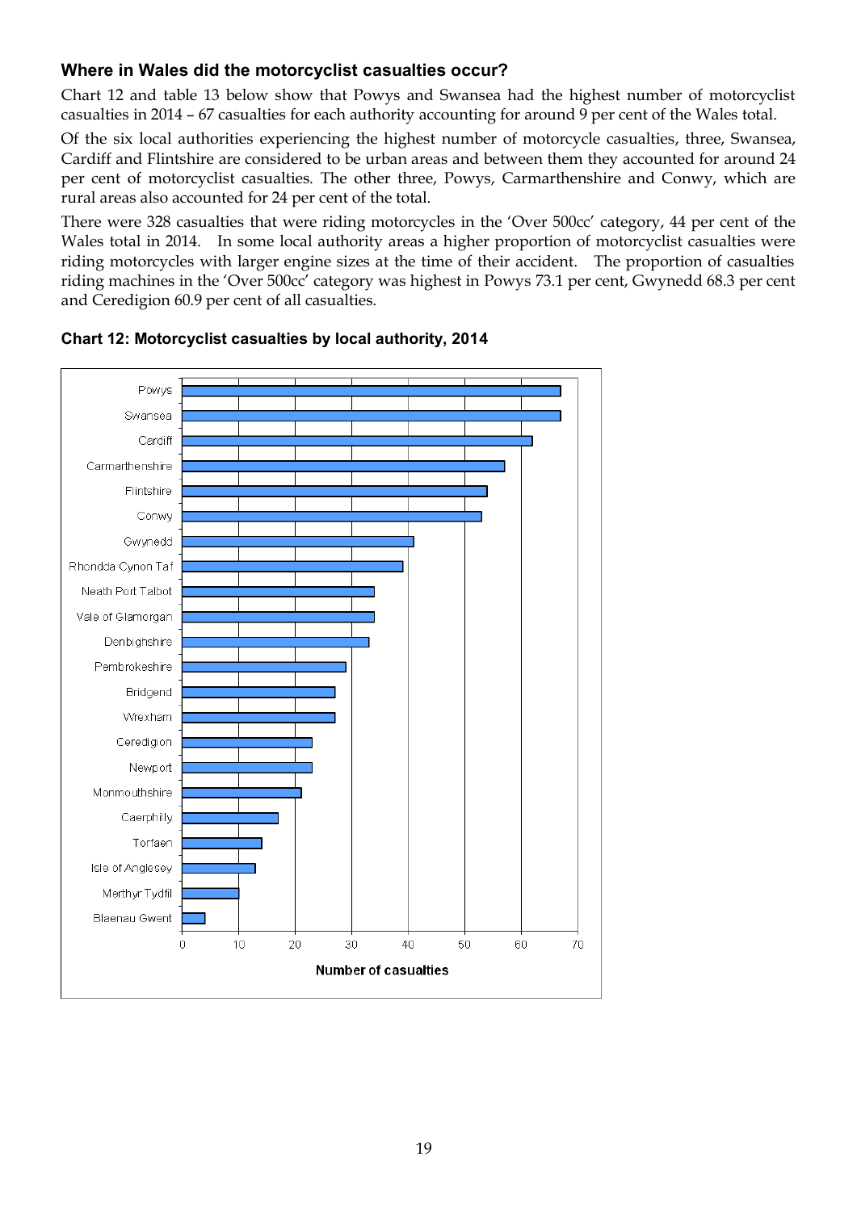### Where in Wales did the motorcyclist casualties occur?

Chart 12 and table 13 below show that Powys and Swansea had the highest number of motorcyclist casualties in 2014 – 67 casualties for each authority accounting for around 9 per cent of the Wales total.

Of the six local authorities experiencing the highest number of motorcycle casualties, three, Swansea, Cardiff and Flintshire are considered to be urban areas and between them they accounted for around 24 per cent of motorcyclist casualties. The other three, Powys, Carmarthenshire and Conwy, which are rural areas also accounted for 24 per cent of the total.

There were 328 casualties that were riding motorcycles in the 'Over 500cc' category, 44 per cent of the Wales total in 2014. In some local authority areas a higher proportion of motorcyclist casualties were riding motorcycles with larger engine sizes at the time of their accident. The proportion of casualties riding machines in the 'Over 500cc' category was highest in Powys 73.1 per cent, Gwynedd 68.3 per cent and Ceredigion 60.9 per cent of all casualties.

**Chart 12: Motorcyclist casualties by local authority, 2014**

| Local authority | Number of casualties (approx.) |
|---|---|
| Powys | 67 |
| Swansea | 67 |
| Cardiff | 62 |
| Carmarthenshire | 57 |
| Flintshire | 54 |
| Conwy | 53 |
| Gwynedd | 41 |
| Rhondda Cynon Taf | 39 |
| Neath Port Talbot | 34 |
| Vale of Glamorgan | 34 |
| Denbighshire | 33 |
| Pembrokeshire | 29 |
| Bridgend | 27 |
| Wrexham | 27 |
| Ceredigion | 23 |
| Newport | 23 |
| Monmouthshire | 21 |
| Caerphilly | 17 |
| Torfaen | 14 |
| Isle of Anglesey | 13 |
| Merthyr Tydfil | 10 |
| Blaenau Gwent | 4 |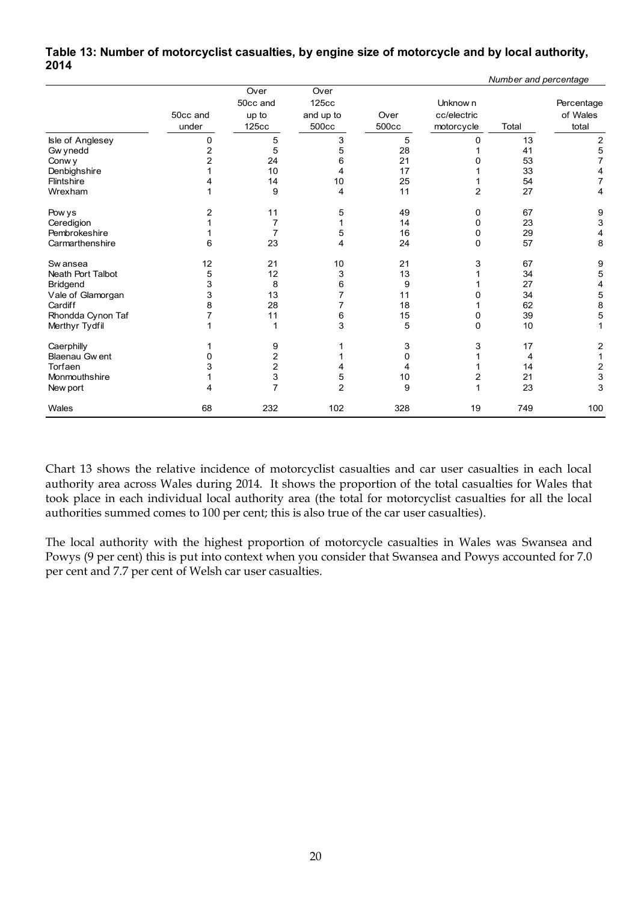**Table 13: Number of motorcyclist casualties, by engine size of motorcycle and by local authority, 2014**

*Number and percentage*

| | 50cc and under | Over 50cc and up to 125cc | Over 125cc and up to 500cc | Over 500cc | Unknown cc/electric motorcycle | Total | Percentage of Wales total |
|---|---|---|---|---|---|---|---|
| Isle of Anglesey | 0 | 5 | 3 | 5 | 0 | 13 | 2 |
| Gwynedd | 2 | 5 | 5 | 28 | 1 | 41 | 5 |
| Conwy | 2 | 24 | 6 | 21 | 0 | 53 | 7 |
| Denbighshire | 1 | 10 | 4 | 17 | 1 | 33 | 4 |
| Flintshire | 4 | 14 | 10 | 25 | 1 | 54 | 7 |
| Wrexham | 1 | 9 | 4 | 11 | 2 | 27 | 4 |
| | | | | | | | |
| Powys | 2 | 11 | 5 | 49 | 0 | 67 | 9 |
| Ceredigion | 1 | 7 | 1 | 14 | 0 | 23 | 3 |
| Pembrokeshire | 1 | 7 | 5 | 16 | 0 | 29 | 4 |
| Carmarthenshire | 6 | 23 | 4 | 24 | 0 | 57 | 8 |
| | | | | | | | |
| Swansea | 12 | 21 | 10 | 21 | 3 | 67 | 9 |
| Neath Port Talbot | 5 | 12 | 3 | 13 | 1 | 34 | 5 |
| Bridgend | 3 | 8 | 6 | 9 | 1 | 27 | 4 |
| Vale of Glamorgan | 3 | 13 | 7 | 11 | 0 | 34 | 5 |
| Cardiff | 8 | 28 | 7 | 18 | 1 | 62 | 8 |
| Rhondda Cynon Taf | 7 | 11 | 6 | 15 | 0 | 39 | 5 |
| Merthyr Tydfil | 1 | 1 | 3 | 5 | 0 | 10 | 1 |
| | | | | | | | |
| Caerphilly | 1 | 9 | 1 | 3 | 3 | 17 | 2 |
| Blaenau Gwent | 0 | 2 | 1 | 0 | 1 | 4 | 1 |
| Torfaen | 3 | 2 | 4 | 4 | 1 | 14 | 2 |
| Monmouthshire | 1 | 3 | 5 | 10 | 2 | 21 | 3 |
| Newport | 4 | 7 | 2 | 9 | 1 | 23 | 3 |
| | | | | | | | |
| Wales | 68 | 232 | 102 | 328 | 19 | 749 | 100 |

Chart 13 shows the relative incidence of motorcyclist casualties and car user casualties in each local authority area across Wales during 2014. It shows the proportion of the total casualties for Wales that took place in each individual local authority area (the total for motorcyclist casualties for all the local authorities summed comes to 100 per cent; this is also true of the car user casualties).

The local authority with the highest proportion of motorcycle casualties in Wales was Swansea and Powys (9 per cent) this is put into context when you consider that Swansea and Powys accounted for 7.0 per cent and 7.7 per cent of Welsh car user casualties.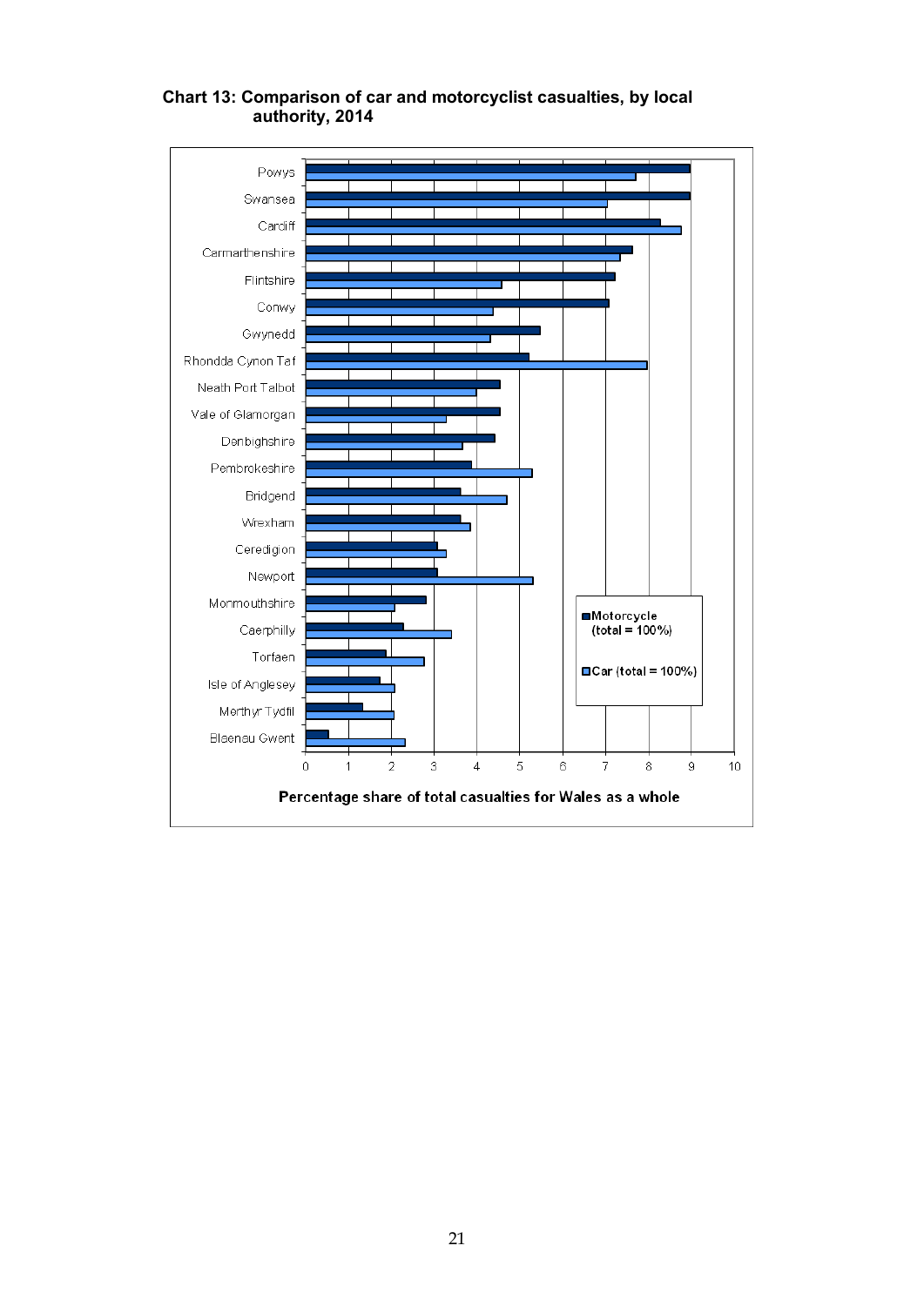**Chart 13: Comparison of car and motorcyclist casualties, by local authority, 2014**

Powys
Swansea
Cardiff
Carmarthenshire
Flintshire
Conwy
Gwynedd
Rhondda Cynon Taf
Neath Port Talbot
Vale of Glamorgan
Denbighshire
Pembrokeshire
Bridgend
Wrexham
Ceredigion
Newport
Monmouthshire
Caerphilly
Torfaen
Isle of Anglesey
Merthyr Tydfil
Blaenau Gwent

0 1 2 3 4 5 6 7 8 9 10

Percentage share of total casualties for Wales as a whole

Motorcycle (total = 100%)

Car (total = 100%)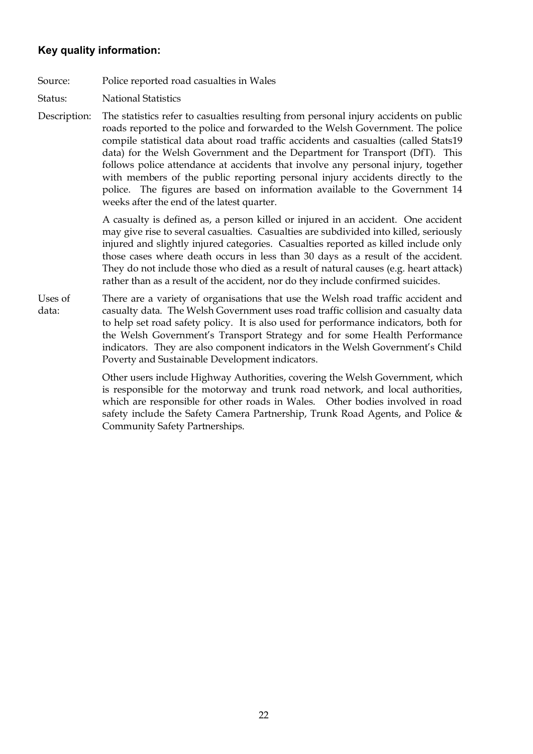## Key quality information:

**Source:** Police reported road casualties in Wales

**Status:** National Statistics

**Description:** The statistics refer to casualties resulting from personal injury accidents on public roads reported to the police and forwarded to the Welsh Government. The police compile statistical data about road traffic accidents and casualties (called Stats19 data) for the Welsh Government and the Department for Transport (DfT). This follows police attendance at accidents that involve any personal injury, together with members of the public reporting personal injury accidents directly to the police. The figures are based on information available to the Government 14 weeks after the end of the latest quarter.

A casualty is defined as, a person killed or injured in an accident. One accident may give rise to several casualties. Casualties are subdivided into killed, seriously injured and slightly injured categories. Casualties reported as killed include only those cases where death occurs in less than 30 days as a result of the accident. They do not include those who died as a result of natural causes (e.g. heart attack) rather than as a result of the accident, nor do they include confirmed suicides.

**Uses of data:** There are a variety of organisations that use the Welsh road traffic accident and casualty data. The Welsh Government uses road traffic collision and casualty data to help set road safety policy. It is also used for performance indicators, both for the Welsh Government's Transport Strategy and for some Health Performance indicators. They are also component indicators in the Welsh Government's Child Poverty and Sustainable Development indicators.

Other users include Highway Authorities, covering the Welsh Government, which is responsible for the motorway and trunk road network, and local authorities, which are responsible for other roads in Wales. Other bodies involved in road safety include the Safety Camera Partnership, Trunk Road Agents, and Police & Community Safety Partnerships.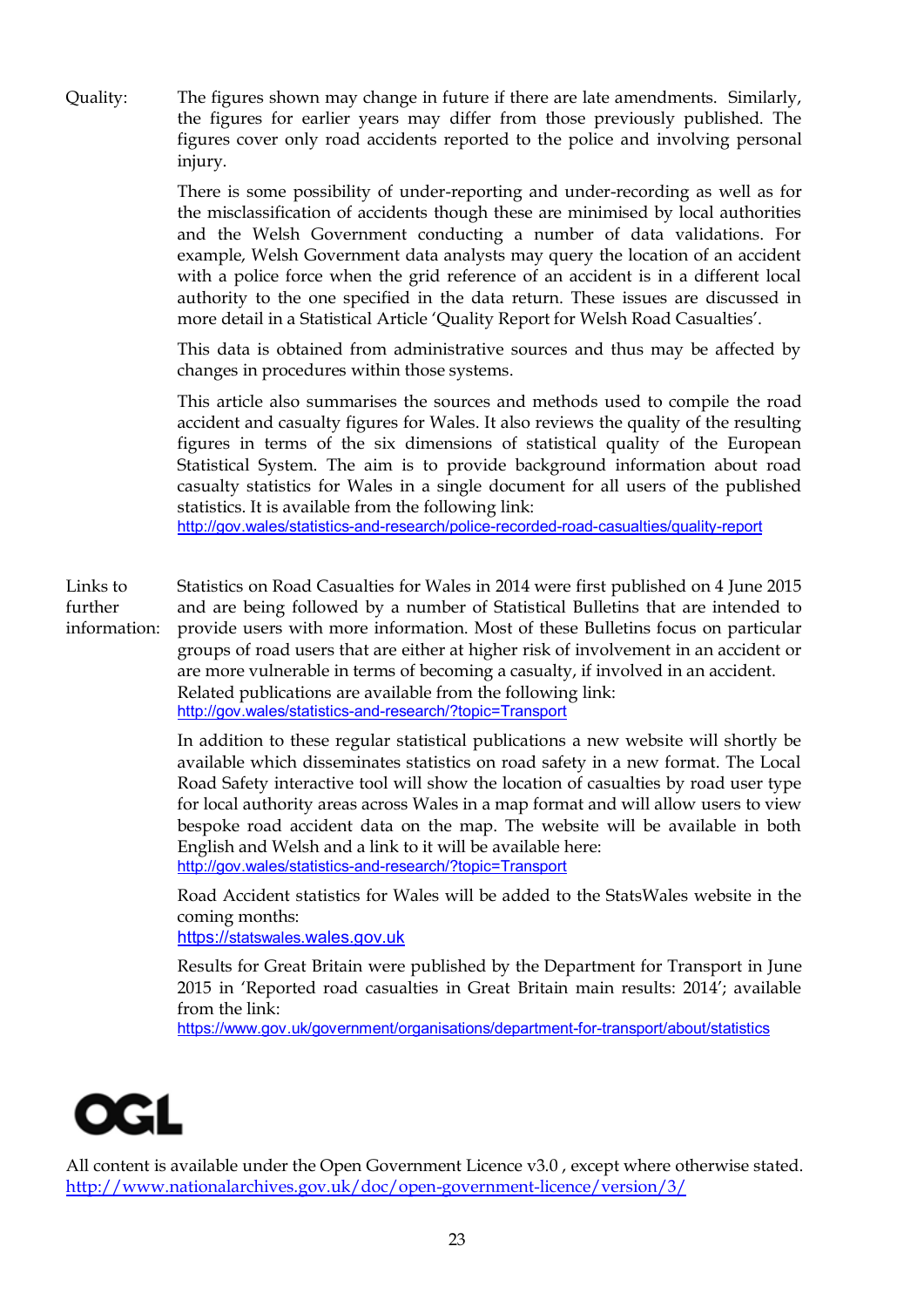**Quality:**

The figures shown may change in future if there are late amendments. Similarly, the figures for earlier years may differ from those previously published. The figures cover only road accidents reported to the police and involving personal injury.

There is some possibility of under-reporting and under-recording as well as for the misclassification of accidents though these are minimised by local authorities and the Welsh Government conducting a number of data validations. For example, Welsh Government data analysts may query the location of an accident with a police force when the grid reference of an accident is in a different local authority to the one specified in the data return. These issues are discussed in more detail in a Statistical Article 'Quality Report for Welsh Road Casualties'.

This data is obtained from administrative sources and thus may be affected by changes in procedures within those systems.

This article also summarises the sources and methods used to compile the road accident and casualty figures for Wales. It also reviews the quality of the resulting figures in terms of the six dimensions of statistical quality of the European Statistical System. The aim is to provide background information about road casualty statistics for Wales in a single document for all users of the published statistics. It is available from the following link:
http://gov.wales/statistics-and-research/police-recorded-road-casualties/quality-report

**Links to further information:**

Statistics on Road Casualties for Wales in 2014 were first published on 4 June 2015 and are being followed by a number of Statistical Bulletins that are intended to provide users with more information. Most of these Bulletins focus on particular groups of road users that are either at higher risk of involvement in an accident or are more vulnerable in terms of becoming a casualty, if involved in an accident.
Related publications are available from the following link:
http://gov.wales/statistics-and-research/?topic=Transport

In addition to these regular statistical publications a new website will shortly be available which disseminates statistics on road safety in a new format. The Local Road Safety interactive tool will show the location of casualties by road user type for local authority areas across Wales in a map format and will allow users to view bespoke road accident data on the map. The website will be available in both English and Welsh and a link to it will be available here:
http://gov.wales/statistics-and-research/?topic=Transport

Road Accident statistics for Wales will be added to the StatsWales website in the coming months:
https://statswales.wales.gov.uk

Results for Great Britain were published by the Department for Transport in June 2015 in 'Reported road casualties in Great Britain main results: 2014'; available from the link:
https://www.gov.uk/government/organisations/department-for-transport/about/statistics

OGL

All content is available under the Open Government Licence v3.0 , except where otherwise stated.
http://www.nationalarchives.gov.uk/doc/open-government-licence/version/3/